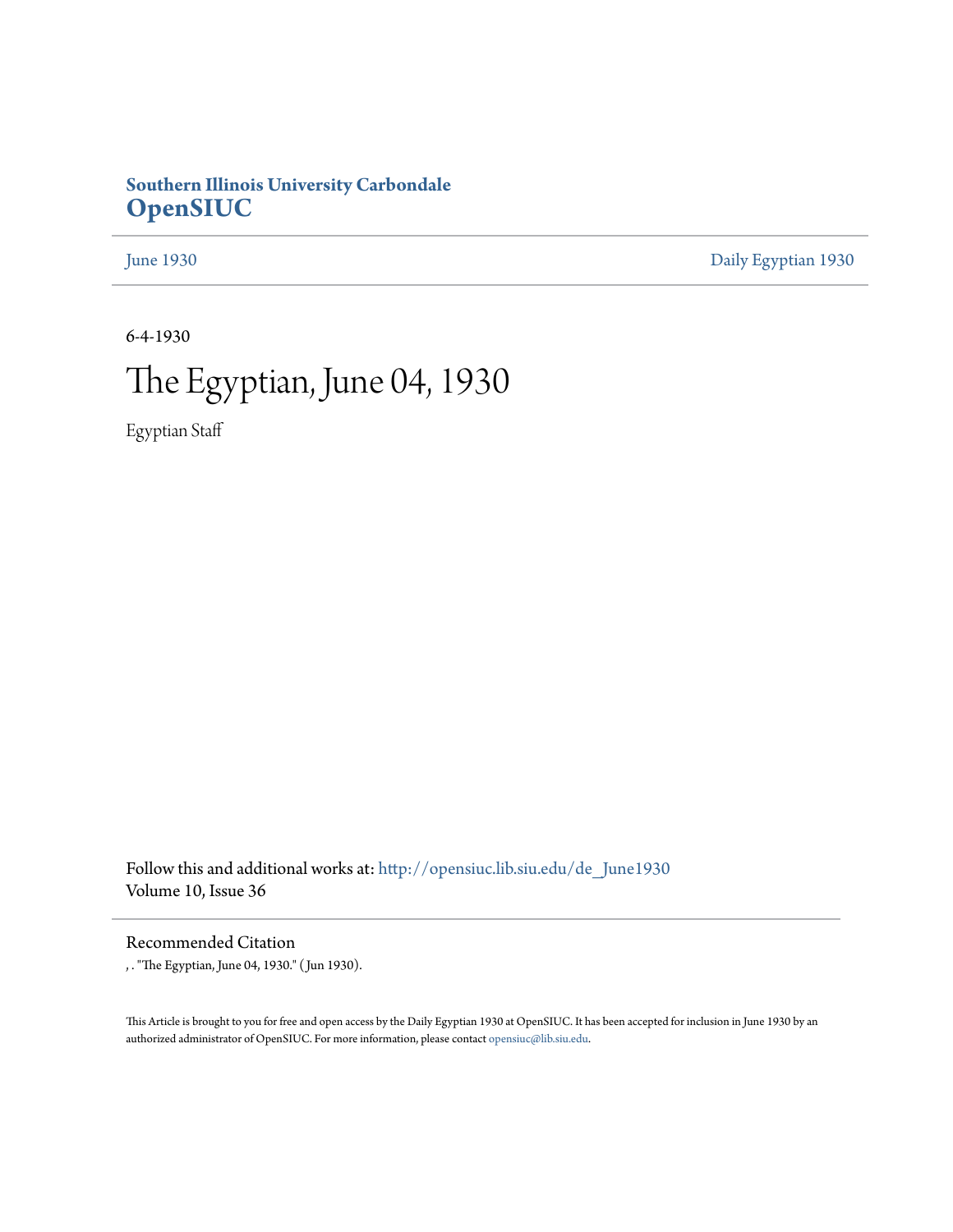**Southern Illinois University Carbondale**
**OpenSIUC**

June 1930 | Daily Egyptian 1930

6-4-1930

# The Egyptian, June 04, 1930

Egyptian Staff

Follow this and additional works at: http://opensiuc.lib.siu.edu/de_June1930
Volume 10, Issue 36

## Recommended Citation

, . "The Egyptian, June 04, 1930." ( Jun 1930).

This Article is brought to you for free and open access by the Daily Egyptian 1930 at OpenSIUC. It has been accepted for inclusion in June 1930 by an authorized administrator of OpenSIUC. For more information, please contact opensiuc@lib.siu.edu.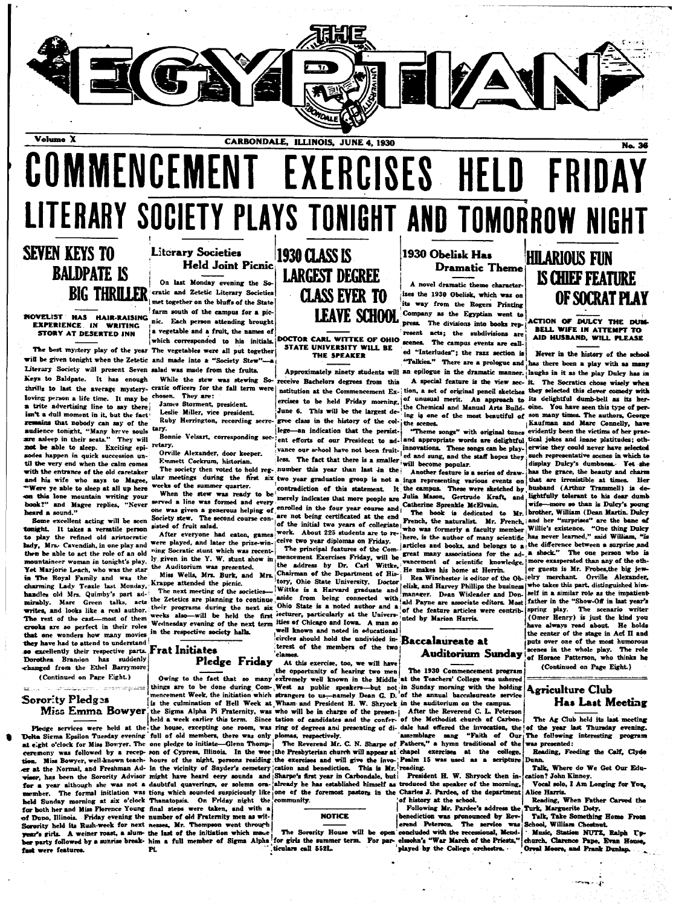# THE EGYPTIAN

Volume X — CARBONDALE, ILLINOIS, JUNE 4, 1930 — No. 36

# COMMENCEMENT EXERCISES HELD FRIDAY

# LITERARY SOCIETY PLAYS TONIGHT AND TOMORROW NIGHT

## SEVEN KEYS TO BALDPATE IS BIG THRILLER

### NOVELIST HAS HAIR-RAISING EXPERIENCE IN WRITING STORY AT DESERTED INN

The best mystery play of the year will be given tonight when the Zetetic Literary Society will present Seven Keys to Baldpate. It has enough thrills to last the average mystery-loving person a life time. It may be a trite advertising line to say there isn't a dull moment in it, but the fact remains that nobody can say of the audience tonight, "Many brave souls are asleep in their seats." They will not be able to sleep. Exciting episodes happen in quick succession until the very end when the calm comes with the entrance of the old caretaker and his wife who says to Magee, "Were ye able to sleep at all up here on this lone mountain writing your book?" and Magee replies, "Never heard a sound."

Some excellent acting will be seen tonight. It takes a versatile person to play the refined old aristocratic lady, Mrs. Cavendish, in one play and then be able to act the role of an old mountaineer woman in tonight's play. Yet Marjorie Leach, who was the star in The Royal Family and was the charming Lady Teasle last Monday, handles old Mrs. Quimby's part admirably. Marc Green talks, acts writes, and looks like a real author. The rest of the cast—most of them crooks are so perfect in their roles that one wonders how many movies they have had to attend to understand so excellently their respective parts. Dorothea Branson has suddenly changed from the Ethel Barrymore

(Continued on Page Eight.)

## Literary Societies Held Joint Picnic

On last Monday evening the Socratic and Zetetic Literary Societies met together on the bluffs of the State farm south of the campus for a picnic. Each person attending brought a vegetable and a fruit, the names of which corresponded to his initials. The vegetables were all put together and made into a "Society Stew"—a salad was made from the fruits.

While the stew was stewing Socratic officers for the fall term were chosen. They are:

James Storment, president.
Leslie Miller, vice president.
Ruby Herrington, recording secretary.
Bonnie Velsart, corresponding secretary.
Orville Alexander, door keeper.
Emmett Cockrum, historian.

The society then voted to hold regular meetings during the first six weeks of the summer quarter.

When the stew was ready to be served a line was formed and every one was given a generous helping of Society stew. The second course consisted of fruit salad.

After everyone had eaten, games were played, and later the prize-winning Socratic stunt which was recently given in the Y. W. stunt show in the Auditorium was presented.

Miss Wells, Mrs. Burk, and Mrs. Krappe attended the picnic.

The next meeting of the societies—the Zetetics are planning to continue their programs during the next six weeks also—will be held the first Wednesday evening of the next term in the respective society halls.

## Sorority Pledges Miss Emma Bowyer

Pledge services were held at the Delta Sigma Epsilon Tuesday evening at eight o'clock for Miss Bowyer. The ceremony was followed by a reception. Miss Bowyer, well-known teacher at the Normal, and Freshman Advisor, has been the Sorority Advisor for a year although she was not a member. The formal initiation was held Sunday morning at six o'clock for both her and Miss Florence Young of Duno, Illinois. Friday evening the Sorority held its Rush-week for next year's girls. A weiner roast, a slumber party followed by a sunrise breakfast were features.

## Frat Initiates Pledge Friday

Owing to the fact that so many things are to be done during Commencement Week, the initiation which is the culmination of Hell Week at the Sigma Alpha Pi Fraternity, was held a week earlier this term. Since the house, excepting one room, was full of old members, there was only one pledge to initiate—Glenn Thompson of Cypress, Illinois. In the wee hours of the night, persons residing in the vicinity of Snyder's cemetery might have heard eery sounds and daubtful quaverings, or solemn orations which sounded suspiciously like Thanatopsis. On Friday night the final steps were taken, and with a number of old Fraternity men as witnesses, Mr. Thompson went through the last of the initiation which made him a full member of Sigma Alpha Pi.

## 1930 CLASS IS LARGEST DEGREE CLASS EVER TO LEAVE SCHOOL

### DOCTOR CARL WITTKE OF OHIO STATE UNIVERSITY WILL BE THE SPEAKER

Approximately ninety students will receive Bachelors degrees from this institution at the Commencement Exercises to be held Friday morning, June 6. This will be the largest degree class in the history of the college—an indication that the persistent efforts of our President to advance our school have not been fruitless. The fact that there is a smaller number this year than last in the two year graduation group is not a contradiction of this statement. It merely indicates that more people are enrolled in the four year course and are not being certificated at the end of the initial two years of collegiate work. About 225 students are to receive two year diplomas on Friday.

The principal features of the Commencement Exercises Friday, will be the address by Dr. Carl Wittke, Chairman of the Department of History, Ohio State University. Doctor Wittke is a Harvard graduate and aside from being connected with Ohio State is a noted author and a lecturer, particularly at the Universities of Chicago and Iowa. A man so well known and noted in educational circles should hold the undivided interest of the members of the two classes.

At this exercise, too, we will have the opportunity of hearing two men extremely well known in the Middle West as public speakers—but not strangers to us—namely Dean G. D. Wham and President H. W. Shryock who will be in charge of the presentation of candidates and the conferring of degrees and presenting of diplomas, respectively.

The Reverend Mr. C. N. Sharpe of the Presbyterian church will appear at the exercises and will give the invocation and benediction. This is Mr. Sharpe's first year in Carbondale, but already he has established himself as one of the foremost pastors in the community.

### NOTICE

The Sorority House will be open for girls the summer term. For particulars call 552L.

## 1930 Obelisk Has Dramatic Theme

A novel dramatic theme characterizes the 1930 Obelisk, which was on its way from the Rogers Printing Company as the Egyptian went to press. The divisions into books represent acts; the subdivisions are scenes. The campus events are called "Interludes"; the razz section is "Talkies." There are a prologue and an epilogue in the dramatic manner.

A special feature is the view section, a set of original pencil sketches of unusual merit. An approach to the Chemical and Manual Arts Building is one of the most beautiful of the scenes.

"Theme songs" with original tunes and appropriate words are delightful innovations. These songs can be played and sung, and the staff hopes they will become popular.

Another feature is a series of drawings representing various events on the campus. These were sketched by Julia Mason, Gertrude Kraft, and Catherine Sprenkle McElvain.

The book is dedicated to Mr. French, the naturalist. Mr. French, who was formerly a faculty member here, is the author of many scientific articles and books, and belongs to a great many associations for the advancement of scientific knowledge. He makes his home at Herrin.

Rea Winchester is editor of the Obelisk, and Harvey Phillips the business manager. Dean Wisleader and Donald Payne are associate editors. Most of the feature articles were contributed by Marion Harris.

## Baccalaureate at Auditorium Sunday

The 1930 Commencement program at the Teachers' College was ushered in Sunday morning with the holding of the annual baccalaureate service in the auditorium on the campus.

After the Reverend C. L. Peterson of the Methodist church of Carbondale had offered the invocation, the assemblage sang "Faith of Our Fathers," a hymn traditional of the chapel exercises at the college. Psalm 15 was used as a scripture reading.

President H. W. Shryock then introduced the speaker of the morning, Charles J. Pardee, of the department of history at the school.

Following Mr. Pardee's address the benediction was pronounced by Reverend Peterson. The service was concluded with the recessional, Mendelssohn's "War March of the Priests," played by the College orchestra.

## HILARIOUS FUN IS CHIEF FEATURE OF SOCRAT PLAY

### ACTION OF DULCY THE DUMBBELL WIFE IN ATTEMPT TO AID HUSBAND, WILL PLEASE

Never in the history of the school has there been a play with as many laughs in it as the play Dulcy has in it. The Socratics chose wisely when they selected this clever comedy with its delightful dumb-bell as its heroine. You have seen this type of person many times. The authors, George Kaufman and Marc Connelly, have evidently been the victims of her practical jokes and inane platitudes; otherwise they could never have selected such representative scenes in which to display Dulcy's dumbness. Yet she has the grace, the beauty and charm that are irresistible at times. Her husband (Arthur Trammell) is delightfully tolerant to his dear dumb wife—more so than is Dulcy's young brother, William (Dean Martin. Dulcy and her "surprises" are the bane of Willie's existence. "One thing Dulcy has never learned," said William, "is the difference between a surprise and a shock." The one person who is more exasperated than any of the other guests is Mr. Frobes,the big jewelry merchant. Orville Alexander, who takes this part, distinguished himself in a similar role as the impatient father in the "Show-Off in last year's spring play. The scenario writer (Omer Henry) is just the kind you have always read about. He holds the center of the stage in Act II and puts over one of the most humorous scenes in the whole play. The role of Horace Patterson, who thinks he

(Continued on Page Eight.)

## Agriculture Club Has Last Meeting

The Ag Club held its last meeting of the year last Thursday evening. The following interesting program was presented:

Reading, Feeding the Calf, Clyde Dunn.

Talk, Where do We Get Our Education? John Kinney.

Vocal solo, I Am Longing for You, Alice Harris.

Reading, When Father Carved the Turk, Marguerite Doty.

Talk, Take Something Home From School, William Chestnut.

Music, Station NUTZ, Ralph Upchurch, Clarence Pape, Evan House, Orval Moore, and Frank Dunlap.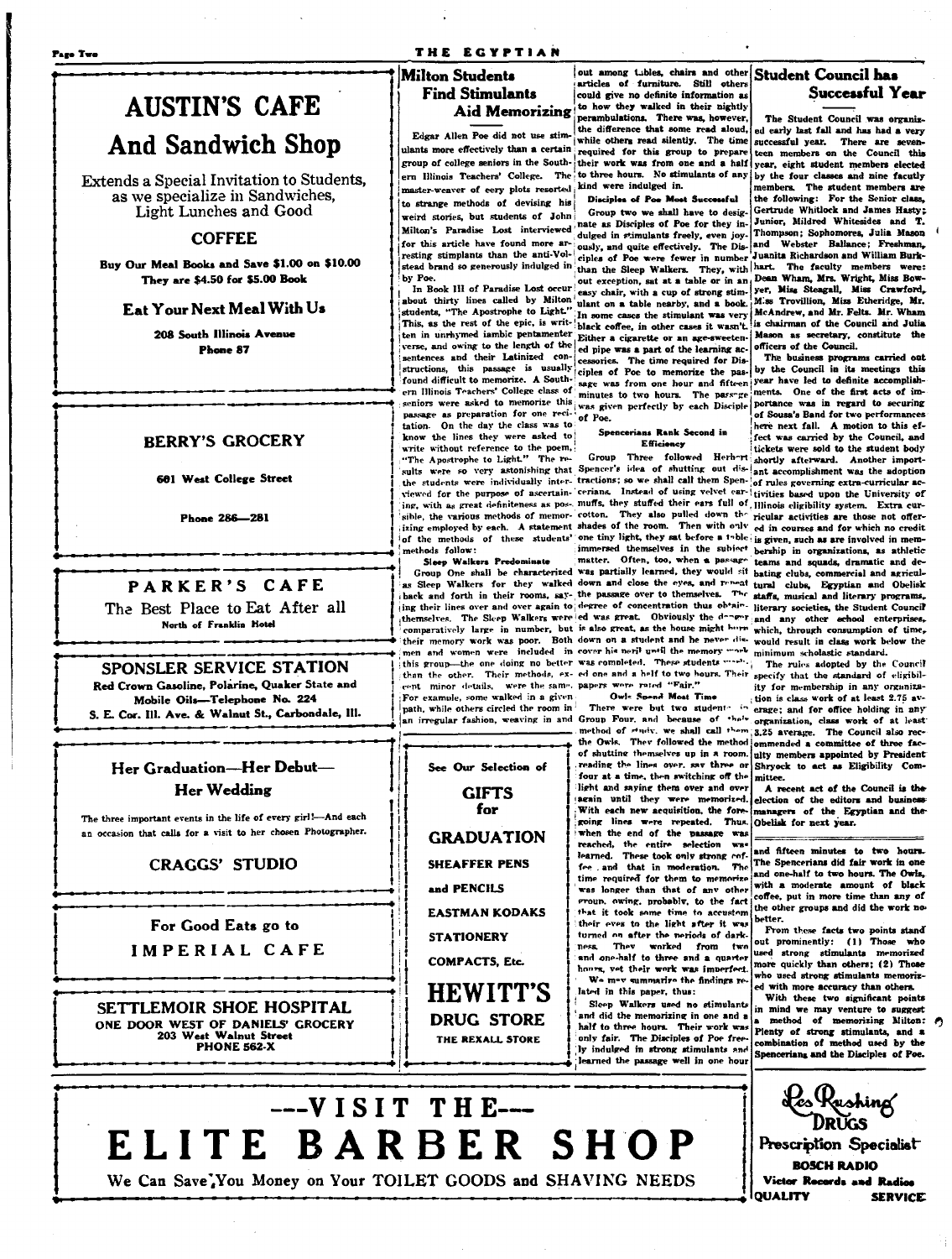# AUSTIN'S CAFE

# And Sandwich Shop

Extends a Special Invitation to Students, as we specialize in Sandwiches, Light Lunches and Good

**COFFEE**

**Buy Our Meal Books and Save $1.00 on $10.00**
**They are $4.50 for $5.00 Book**

**Eat Your Next Meal With Us**

**208 South Illinois Avenue**
**Phone 87**

---

**BERRY'S GROCERY**

**601 West College Street**

**Phone 286—281**

---

**PARKER'S CAFE**

The Best Place to Eat After all
North of Franklin Hotel

---

**SPONSLER SERVICE STATION**

Red Crown Gasoline, Polarine, Quaker State and Mobile Oils—Telephone No. 224
S. E. Cor. Ill. Ave. & Walnut St., Carbondale, Ill.

---

**Her Graduation—Her Debut—**
**Her Wedding**

The three important events in the life of every girl!—And each an occasion that calls for a visit to her chosen Photographer.

**CRAGGS' STUDIO**

---

For Good Eats go to
**IMPERIAL CAFE**

---

**SETTLEMOIR SHOE HOSPITAL**
ONE DOOR WEST OF DANIELS' GROCERY
203 West Walnut Street
PHONE 562-X

---

## Milton Students Find Stimulants Aid Memorizing

Edgar Allen Poe did not use stimulants more effectively than a certain group of college seniors in the Southern Illinois Teachers' College. The master-weaver of eery plots resorted to strange methods of devising his weird stories, but students of John Milton's Paradise Lost interviewed for this article have found more arresting stimplants than the anti-Volstead brand so generously indulged in by Poe.

In Book III of Paradise Lost occur about thirty lines called by Milton students, "The Apostrophe to Light." This, as the rest of the epic, is written in unrhymed iambic pentameter verse, and owing to the length of the sentences and their Latinized constructions, this passage is usually found difficult to memorize. A Southern Illinois Teachers' College class of seniors were asked to memorize this passage as preparation for one recitation. On the day the class was to know the lines they were asked to write without reference to the poem, "The Apostrophe to Light." The results were so very astonishing that the students were individually interviewed for the purpose of ascertaining, with as great definiteness as possible, the various methods of memorizing employed by each. A statement of the methods of these students' methods follow:

### Sleep Walkers Predominate

Group One shall be characterized as Sleep Walkers for they walked back and forth in their rooms, saying their lines over and over again to themselves. The Sleep Walkers were comparatively large in number, but their memory work was poor. Both men and women were included in this group—the one doing no better than the other. Their methods, except minor details, were the same. For example, some walked in a given path, while others circled the room in an irregular fashion, weaving in and out among tables, chairs and other articles of furniture. Still others could give no definite information as to how they walked in their nightly perambulations. There was, however, the difference that some read aloud, while others read silently. The time required for this group to prepare their work was from one and a half to three hours. No stimulants of any kind were indulged in.

### Disciples of Poe Most Successful

Group two we shall have to designate as Disciples of Poe for they indulged in stimulants freely, even joyously, and quite effectively. The Disciples of Poe were fewer in number than the Sleep Walkers. They, with out exception, sat at a table or in an easy chair, with a cup of strong stimulant on a table nearby, and a book. In some cases the stimulant was very black coffee, in other cases it wasn't. Either a cigarette or an age-sweetened pipe was a part of the learning accessories. The time required for Disciples of Poe to memorize the passage was from one hour and fifteen minutes to two hours. The passage was given perfectly by each Disciple of Poe.

### Spencerians Rank Second in Efficiency

Group Three followed Herbert Spencer's idea of shutting out distractions; so we shall call them Spencerians. Instead of using velvet earmuffs, they stuffed their ears full of cotton. They also pulled down the shades of the room. Then with only one tiny light, they sat before a table immersed themselves in the subject matter. Often, too, when a passage was partially learned, they would sit down and close the eyes, and repeat the passage over to themselves. The degree of concentration thus obtained was great. Obviously the danger is also great, as the house might burn down on a student and he never discover his peril until the memory work was completed. These students worked one and a half to two hours. Their papers were rated "Fair."

### Owls Spend Most Time

There were but two students in Group Four, and because of their method of study, we shall call them the Owls. They followed the method of shutting themselves up in a room, reading the lines over, say three or four at a time, then switching off the light and saying them over and over again until they were memorized. With each new acquisition, the foregoing lines were repeated. Thus, when the end of the passage was reached, the entire selection was learned. These took only strong coffee, and that in moderation. The time required for them to memorize was longer than that of any other group, owing, probably, to the fact that it took some time to accustom their eyes to the light after it was turned on after the periods of darkness. They worked from two and one-half to three and a quarter hours, yet their work was imperfect.

We may summarize the findings related in this paper, thus:

Sleep Walkers used no stimulants and did the memorizing in one and a half to three hours. Their work was only fair. The Disciples of Poe freely indulged in strong stimulants and learned the passage well in one hour and fifteen minutes to two hours. The Spencerians did fair work in one and one-half to two hours. The Owls, with a moderate amount of black coffee, put in more time than any of the other groups and did the work no better.

From these facts two points stand out prominently: (1) Those who used strong stimulants memorized more quickly than others; (2) Those who used strong stimulants memorized with more accuracy than others.

With these two significant points in mind we may venture to suggest a method of memorizing Milton: Plenty of strong stimulants, and a combination of method used by the Spencerians and the Disciples of Poe.

---

See Our Selection of

**GIFTS**
for
**GRADUATION**

**SHEAFFER PENS**
**and PENCILS**
**EASTMAN KODAKS**
**STATIONERY**
**COMPACTS, Etc.**

# HEWITT'S
**DRUG STORE**
THE REXALL STORE

---

## Student Council has Successful Year

The Student Council was organized early last fall and has had a very successful year. There are seventeen members on the Council this year, eight student members elected by the four classes and nine faculty members. The student members are the following: For the Senior class, Gertrude Whitlock and James Hasty; Junior, Mildred Whitesides and T. Thompson; Sophomores, Julia Mason and Webster Ballance; Freshman, Juanita Richardson and William Burkhart. The faculty members were: Dean Wham, Mrs. Wright, Miss Bowyer, Miss Steagall, Miss Crawford, Miss Trovillion, Miss Etheridge, Mr. McAndrew, and Mr. Felts. Mr. Wham is chairman of the Council and Julia Mason as secretary, constitute the officers of the Council.

The business programs carried out by the Council in its meetings this year have led to definite accomplishments. One of the first acts of importance was in regard to securing of Sousa's Band for two performances here next fall. A motion to this effect was carried by the Council, and tickets were sold to the student body shortly afterward. Another important accomplishment was the adoption of rules governing extra-curricular activities based upon the University of Illinois eligibility system. Extra curricular activities are those not offered in courses and for which no credit is given, such as are involved in membership in organizations, as athletic teams and squads, dramatic and debating clubs, commercial and agricultural clubs, Egyptian and Obelisk staffs, musical and literary programs, literary societies, the Student Council and any other school enterprises, which, through consumption of time, would result in class work below the minimum scholastic standard.

The rules adopted by the Council specify that the standard of eligibility for membership in any organization is class work of at least 2.75 average; and for office holding in any organization, class work of at least 3.25 average. The Council also recommended a committee of three faculty members appointed by President Shryock to act as Eligibility Committee.

A recent act of the Council is the election of the editors and business managers of the Egyptian and the Obelisk for next year.

---

# ---VISIT THE---
# ELITE BARBER SHOP

We Can Save You Money on Your TOILET GOODS and SHAVING NEEDS

---

**Les Rushing DRUGS**
Prescription Specialist
**BOSCH RADIO**
**Victor Records and Radios**
**QUALITY SERVICE**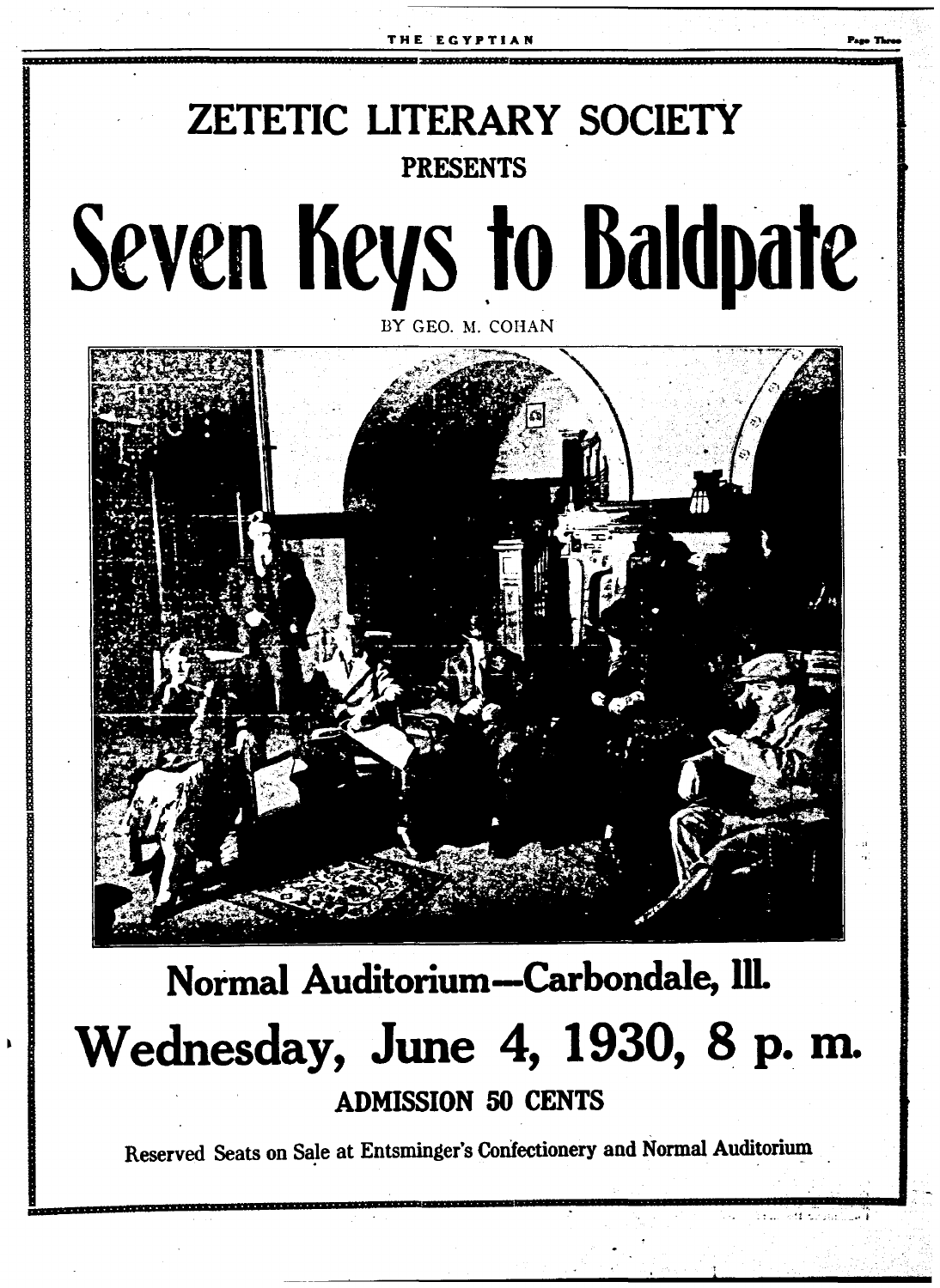# ZETETIC LITERARY SOCIETY

**PRESENTS**

# Seven Keys to Baldpate

BY GEO. M. COHAN

## Normal Auditorium—Carbondale, Ill.

# Wednesday, June 4, 1930, 8 p. m.

**ADMISSION 50 CENTS**

Reserved Seats on Sale at Entsminger's Confectionery and Normal Auditorium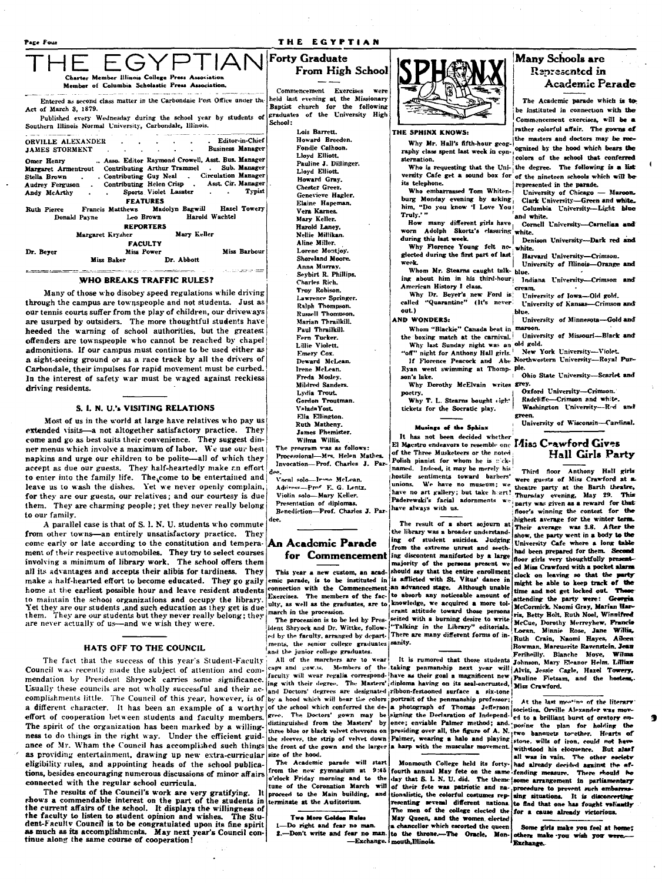# THE EGYPTIAN

Charter Member Illinois College Press Association
Member of Columbia Scholastic Press Association.

Entered as second class matter in the Carbondale Post Office under the Act of March 3, 1879.

Published every Wednesday during the school year by students of Southern Illinois Normal University, Carbondale, Illinois.

ORVILLE ALEXANDER . . . . . . Editor-in-Chief
JAMES STORMENT . . . . . . Business Manager

Omer Henry .. Asso. Editor Raymond Crowell, Asst. Bus. Manager
Margaret Armentrout Contributing Arthur Trammel . Sub. Manager
Stella Brown . . Contributing Guy Neal . Circulation Manager
Audrey Ferguson . Contributing Helen Crisp . Asst. Cir. Manager
Andy McArthy . . Sports Violet Lasater . . Typist

**FEATURES**

Ruth Pierce Francis Matthews Madolyn Bagwill Hazel Towery
Donald Payne Leo Brown Harold Wachtel

**REPORTERS**

Margaret Krysher Mary Keller

**FACULTY**

Dr. Beyer Miss Power Miss Barbour
Miss Baker Dr. Abbott

## WHO BREAKS TRAFFIC RULES?

Many of those who disobey speed regulations while driving through the campus are townspeople and not students. Just as our tennis courts suffer from the play of children, our driveways are usurped by outsiders. The more thoughtful students have heeded the warning of school authorities, but the greatest offenders are townspeople who cannot be reached by chapel admonitions. If our campus must continue to be used either as a sight-seeing ground or as a race track by all the drivers of Carbondale, their impulses for rapid movement must be curbed. In the interest of safety war must be waged against reckless driving residents.

## S. I. N. U.'s VISITING RELATIONS

Most of us in the world at large have relatives who pay us extended visits—a not altogether satisfactory practice. They come and go as best suits their convenience. They suggest dinner menus which involve a maximum of labor. We use our best napkins and urge our children to be polite—all of which they accept as due our guests. They half-heartedly make an effort to enter into the family life. They come to be entertained and leave us to wash the dishes. Yet we never openly complain, for they are our guests, our relatives; and our courtesy is due them. They are charming people; yet they never really belong to our family.

A parallel case is that of S. I. N. U. students who commute from other towns—an entirely unsatisfactory practice. They come early or late according to the constitution and temperament of their respective automobiles. They try to select courses involving a minimum of library work. The school offers them all its advantages and accepts their alibis for tardiness. They make a half-hearted effort to become educated. They go gaily home at the earliest possible hour and leave resident students to maintain the school organizations and occupy the library. Yet they are our students, and such education as they get is due them. They are our students but they never really belong; they are never actually of us—and we wish they were.

## HATS OFF TO THE COUNCIL

The fact that the success of this year's Student-Faculty Council was recently made the subject of attention and commendation by President Shryock carries some significance. Usually these councils are not wholly successful and their accomplishments little. The Council of this year, however, is of a different character. It has been an example of a worthy effort of cooperation between students and faculty members. The spirit of the organization has been marked by a willingness to do things in the right way. Under the efficient guidance of Mr. Wham the Council has accomplished such things as providing entertainment, drawing up new extra-curricular eligibility rules, and appointing heads of the school publications, besides encouraging numerous discussions of minor affairs connected with the regular school curricula.

The results of the Council's work are very gratifying. It shows a commendable interest on the part of the students in the current affairs of the school. It displays the willingness of the faculty to listen to student opinion and wishes. The Student-Faculty Council is to be congratulated upon its fine spirit as much as its accomplishments. May next year's Council continue along the same course of cooperation!

## Forty Graduate From High School

Commencement Exercises were held last evening at the Missionary Baptist church for the following graduates of the University High School:

Lois Barrett.
Howard Breeden.
Fondle Calhoon.
Lloyd Elliott.
Pauline J. Dillinger.
Lloyd Elliott.
Howard Gray.
Chester Greer.
Genevieve Hagler.
Elaine Hapeman.
Vera Karnes.
Mary Keller.
Harold Laney.
Nellie Millikan.
Aline Miller.
Lorene Montjoy.
Shoreland Moore.
Anna Murray.
Seybirt R. Phillips.
Charles Rich.
Troy Robison.
Lawrence Springer.
Ralph Thompson.
Russell Thompson.
Marian Thrailkill.
Paul Thrailkill.
Fern Tucker.
Lillie Violett.
Emery Cox.
Deward McLean.
Irene McLean.
Freda Mosley.
Mildred Sanders.
Lydia Trout.
Gordon Troutman.
VeladaYost.
Ella Ellington.
Ruth Matheny.
James Phemister.
Wilma Willis.

The program was as follows:
Processional—Mrs. Helen Mathes.
Invocation—Prof. Charles J. Pardee.
Vocal solo—Irene McLean.
Address—Prof. E. G. Lentz.
Violin solo—Mary Keller.
Presentation of diplomas.
Benediction—Prof. Charles J. Pardee.

## An Academic Parade for Commencement

This year a new custom, an academic parade, is to be instituted in connection with the Commencement Exercises. The members of the faculty, as well as the graduates, are to march in the procession.

The procession is to be led by President Shryock and Dr. Wittke, followed by the faculty, arranged by departments, the senior college graduates and the junior college graduates.

All of the marchers are to wear caps and gowns. Members of the faculty will wear regalia corresponding with their degree. The Masters' and Doctors' degrees are designated by a hood which will bear the colors of the school which conferred the degree. The Doctors' gown may be distinguished from the Masters' by three blue or black velvet chevrons on the sleeves, the strip of velvet down the front of the gown and the larger size of the hood.

The Academic parade will start from the new gymnasium at 9:45 o'clock Friday morning and to the tune of the Coronation March will proceed to the Main building, and terminate at the Auditorium.

**Two More Golden Rules**

1.—Do right and fear no man.
2.—Don't write and fear no man.
—Exchange.

## SPHINX

**THE SPHINX KNOWS:**

Why Mr. Hall's fifth-hour geography class spent last week in consternation.

Who is requesting that the University Cafe get a sound box for its telephone.

Who embarrassed Tom Whitenburg Monday evening by asking him, "Do you know 'I Love You Truly.'"

How many different girls have worn Adolph Skortz's classring during this last week.

Why Florence Young felt neglected during the first part of last week.

Whom Mr. Stearns caught talking about him in his third-hour American History I class.

Why Dr. Beyer's new Ford is called "Quarantine" (It's never out.)

**AND WONDERS:**

Whom "Blackie" Canada beat in the boxing match at the carnival.

Why last Sunday night was an "off" night for Anthony Hall girls.

If Florence Peacock and Abe Ryan went swimming at Thompson's lake.

Why Dorothy McElvain writes poetry.

Why T. L. Stearns bought eight tickets for the Socratic play.

**Musings of the Sphinx**

It has not been decided whether El Maestro endeavors to resemble one of the Three Musketeers or the noted Polish pianist for whom he is nicknamed. Indeed, it may be merely his hostile sentiments toward barbers' unions. We have no museum; we have no art gallery; but take heart! Paderewski's facial adornments we have always with us.

The result of a short sojourn at the library was a broader understanding of student suicides. Judging from the extreme unrest and seething discontent manifested by a large majority of the persons present we should say that the entire enrollment is afflicted with St. Vitus' dance in an advanced stage. Although unable to absorb any noticeable amount of knowledge, we acquired a more tolerant attitude toward those persons seized with a burning desire to write "Talking in the Library" editorials. There are many different forms of insanity.

It is rumored that those students taking penmanship next year will have as their goal a magnificent new diploma having on its seal-encrusted, ribbon-festooned surface a six-tone portrait of the penmanship professor; a photograph of Thomas Jefferson signing the Declaration of Independence; enviable Palmer method; and, presiding over all, the figure of A. N. Palmer, wearing a halo and playing a harp with the muscular movement.

Monmouth College held its forty-fourth annual May fete on the same day that S. I. N. U. did. The theme of their fete was patriotic and nationalistic, the colorful costumes representing several different nations. The men of the college elected the May Queen, and the women elected a chancellor which escorted the queen to the throne.—The Oracle, Monmouth, Illinois.

## Many Schools are Represented in Academic Parade

The Academic parade which is to be instituted in connection with the Commencement exercises, will be a rather colorful affair. The gowns of the masters and doctors may be recognized by the hood which bears the colors of the school that conferred the degree. The following is a list of the nineteen schools which will be represented in the parade.

University of Chicago — Maroon.
Clark University—Green and white.
Columbia University—Light blue and white.
Cornell University—Carnelian and white.
Denison University—Dark red and white.
Harvard University—Crimson.
University of Illinois—Orange and blue.
Indiana University—Crimson and cream.
University of Iowa—Old gold.
University of Kansas—Crimson and blue.
University of Minnesota—Gold and maroon.
University of Missouri—Black and old gold.
New York University—Violet.
Northwestern University—Royal Purple.
Ohio State University—Scarlet and grey.
Oxford University—Crimson.
Radcliffe—Crimson and white.
Washington University—Red and green.
University of Wisconsin—Cardinal.

## Miss Crawford Gives Hall Girls Party

Third floor Anthony Hall girls were guests of Miss Crawford at a theatre party at the Barth theatre, Thursday evening, May 29. This party was given as a reward for that floor's winning the contest for the highest average for the winter term. Their average was 3.8. After the show, the party went in a body to the University Cafe where a long table had been prepared for them. Second floor girls very thoughtfully presented Miss Crawford with a pocket alarm clock on leaving so that the party might be able to keep track of the time and not get locked out. Those attending the party were: Georgia McCormick, Naomi Gray, Marian Harris, Betty Holt, Ruth Noel, Winnifred McCue, Dorothy Merreyhew, Francis Logan, Minnie Rose, Jane Willis, Ruth Crain, Naomi Hayes, Aileen Bowman, Marguerite Ravenstein, Jean Feriheilly, Blanche Moye, Wilma Johnson, Mary Eleanor Helm, Lillian Alvis, Jessie Cagle, Hazel Towery, Pauline Fietsam, and the hostess, Miss Crawford.

At the last meeting of the literary societies, Orville Alexander was moved to a brilliant burst of oratory opposing the plan for holding the two banquets together. Hearts of stone, wills of iron, could not have withstood his eloquence. But alas! all was in vain. The other society had already decided against the affending measure. There should be some arrangement in parliamentary procedure to prevent such embarrassing situations. It is disconcerting to find that one has fought valiantly for a cause already victorious.

Some girls make you feel at home; others make you wish you were.—Exchange.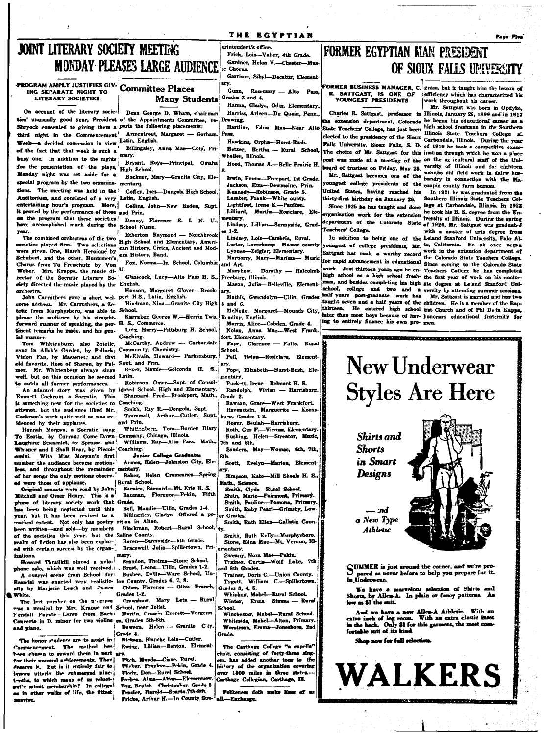# JOINT LITERARY SOCIETY MEETING MONDAY PLEASES LARGE AUDIENCE

## PROGRAM AMPLY JUSTIFIES GIVING SEPARATE NIGHT TO LITERARY SOCIETIES

On account of the literary societies' unusually good year, President Shryock consented to giving them a third night in the Commencement Week—a decided concession in view of the fact that that week is such a busy one. In addition to the nights for the presentation of the plays, Monday night was set aside for a special program by the two organizations. The meeting was held in the Auditorium, and consisted of a very entertaining hour's program. More, it proved by the performance of those on the program that these societies have accomplished much during the year.

The combined orchestras of the two societies played first. Two selections were given. One, March Heroique by Schubert, and the other, Huntsmen's Chorus from Tu Freischutz by Von Weber. Mrs. Krappe, the music director of the Socratic Literary Society directed the music played by the orchestra.

John Carruthers gave a short welcome address. Mr. Carruthers, a Zetetic from Murphysboro, was able to please the audience by his straightforward manner of speaking, the pertinent remarks he made, and his genial manner.

Tom Whittenburg, also Zetetic, sang In Allah's Garden, by Pollock; Vision Fan, by Massenet; and that old favorite, Rose of Sharon, by Palmer. Mr. Whittenberg always sings well, but on this occasion he seemed to outdo all former performances.

An adapted story was given by Emmett Cockrum, a Socratic. This is something new for the societies to attempt, but the audience liked Mr. Cockrum's work quite well as was evidenced by their applause.

Hannah Morgan, a Socratic, sang To Esotia, by Curran; Come Down Laughing Streamlet, by Sprosse, and Whisper and I Shall Hear, by Piccolomini. With Miss Morgan's first number the audience became motionless, and throughout the remainder of her songs the only motions observed were those of applause.

Original sonnets were read by John Mitchell and Omer Henry. This is a phase of literary society work that has been being neglected until this year, but it has been revived to a marked extent. Not only has poetry been written—and sold—by members of the societies this year, but the realm of fiction has also been explored with certain success by the organizations.

Howard Thrailkill played a xylophone solo, which was well received.

A quarrel scene from School for Scandal was enacted very realistically by Marjorie Leach and James White.

The last number on the program was a musical by Mrs. Krappe and Fendall Fugate—Larvo from Bach Concerto in D. minor for two violins and piano.

The honor students are to assist in Commencement. The method has been chosen to reward them in part for their unusual achievements. They deserve it. But is it entirely fair to ignore utterly the submerged ninetenths, to which many of us reluctantly admit membership? In college as in other walks of life, the fittest survive.

## Committee Places Many Students

Dean George D. Wham, chairman of the Appointments Committee, reports the following placements:

Armentrout, Margaret — Gorham. Latin, English.

Billingsley, Anna Mae—Colp, Primary.

Bryant, Roye—Principal, Omaha High School.

Buckner, Mary—Granite City, Elementary.

Coffey, Inez—Dongola High School, Latin, English.

Collins, John—New Baden, Supt. and Prin.

Denny, Florence—S. I. N. U., School Nurse.

Etherton Raymond — Northbrook High School and Elementary, American History, Civics, Ancient and Modern History, Band.

Fox, Norma—In School, Columbia U.

Glasscock, Lucy—Alto Pass H. S., English.

Hanson, Margaret Glover—Brookport H.S., Latin, English.

Hindman, Nina—Granite City High School.

Karraker, George W.—Herrin Twp. H. S., Commerce.

Lutz, Harry—Pittsburg H. School, Coaching.

McCarthy, Andrew — Carbondale Community, Chemistry.

McElvain, Howard— Parkersburg. Supt. and Prin.

Rexer, Mamie—Golconda H. S. Latin.

Robinson, Omer—Supt. of Consolidated School. High and Elementary.

Sheppard, Fred—Brookport, Math., Coaching.

Smith, Ray R.—Dongola, Supt.

Trammell, Arthur—Cutler, Supt. and Prin.

Whittenberg, Tom—Borden Diary Company, Chicago, Illinois.

Williams, Ray—Alto Pass. Math., Coaching.

### Junior College Graduates

Armes, Helen—Johnston City, Elementary.

Baker, Helen Cromeanes—Spring Rural School.

Bernice, Barnard—Mt. Erie H. S.

Bauman, Florence—Pekin, Fifth Grade.

Bell, Maudie—Ullin, Grades 1-4.

Billingsley, Gladys—Offered a position in Alton.

Blackman, Robert—Rural School, Saline County.

Boren—Sunnyside—5th Grade.

Bracewell, Julia—Spillertown, Primary.

Brandon, Thelma—Stone School.

Brust, Leona—Ullin, Grades 1-2.

Buzbee, Dollie—Ware School, Union County. Grades 6, 7, 8.

Chism, Florence — Olive Branch, Grades 1-2.

Crewshaw, Mary Leta — Rural School, near Joliet.

Martin, Crossin Everett—Vergennes, Grades 5th-8th.

Dawson, Helen — Granite City, Grade 4.

Dickson, Blanche Lola—Cutler.

Ewing, Lillian—Benton, Elementary.

Fitch, Maude—Cisne, Rural.

Flicker, Frankye—Pekin, Grade 4.

Flody, Don—Rural School.

Forbes, Alma—Alton—Elementary.

Fox, Beulah—Christopher, Grade 3

Frazier, Harold—Sparta, 7th-8th.

Fricke, Arthur H.—In County Superintendent's office.

Frick, Lois—Valier, 4th Grade.

Gardner, Helen V.—Chester—Music Chorus.

Garrison, Sibyl—Decatur, Elementary.

Gunn, Rosemary — Alto Pass, Grades 3 and 4.

Hanna, Gladys, Odin, Elementary.

Harriss, Arleen—Du Quoin, Penn., Drawing.

Hartline, Edna Mae—Near Alto Pass.

Hawkins, Orpha—Hurst-Bush.

Hetzer, Bertha — Rural School, Wheller, Illinois.

Hood, Thomas A.—Belle Prairie H. S.

Irwin, Emma—Freeport, 1st Grade.

Jackson, Etta—Dewmaine, Prin.

Kennedy—Robinson, Grade 5.

Lasater, Frank—White county.

Lightfoot, Irene E.—Paulton.

Lilliard, Martha—Rosiclare, Elementary.

Lindsey, Lillian—Sunnyside, Grades 1-2.

Lindsey, Lois—Cambria, Rural.

Lester, Loverkamp—Massac county

Lyones—Zeigler, Elementary.

Marberry, Mary—Marissa— Music and Art.

Maryhew, Dorothy — Halcolmb Freeburg, Illinois.

Mason, Julia—Belleville, Elementary.

Mathis, Gwendolyn—Ullin, Grades 5 and 6.

McNeile, Margaret—Mounds City, Reading, English.

Morris, Alice—Cobden, Grade 4.

Nolan, Anna Mae—West Frankfort, Elementary.

Pape, Clarence — Fults, Rural School.

Pell, Helen—Rosiclare, Elementary.

Pope, Elizabeth—Hurst-Bush, Elementary.

Puckett, Irene—Belmont H. S.

Randolph, Vivian — Harrisburg, Grade 2.

Rawson, Grace—West Frankfort.

Ravenstein, Marguerite — Keensburg, Grades 1-2.

Roger, Beulah—Harrisburg.

Roth, Gus F.—Vienna, Elementary.

Rushing, Helen—Streator, Music, 7th and 8th.

Sanders, May—Womac, 6th, 7th, 8th.

Scott, Evelyn—Marion, Elementary.

Simpson, Kate—Mill Shoals H. S., Math., Science.

Smith, Clyde—Rural School.

Shitu, Marie—Fairmont, Primary.

Smith, Pauline—Pomona, Primary.

Smith, Ruby Pearl—Grimsby, Lower Grades.

Smith, Ruth Ellen—Gallatin County.

Smith, Ruth Kelly—Murphysboro.

Stone, Edna Mae—Mt. Vernon, Elementary.

Sweany, Nora Mae—Pekin.

Trainer, Curtis—Wolf Lake, 7th and 8th Grades.

Trainer, Doris C.—Union County.

Tygett, William C.—Spillertown, Grades 3, 4, 5.

Whipkey, Mabel—Rural School.

Winter, Erma Simms — Rural School.

Winchester, Mabel—Rural School.

Whiteside, Mabel—Alton, Primary.

Worstman, Emma—Jonesboro, 2nd Grade.

The Carthage College "a capella" choir, consisting of forty-three singers, has added another tour to the history of the organization covering over 1500 miles in three states.—Carthage Collegian, Carthage, Ill.

Politeness doth make liars of us all.—Exchange.

# FORMER EGYPTIAN MAN PRESIDENT OF SIOUX FALLS UNIVERSITY

## FORMER BUSINESS MANAGER, C. R. SATTGAST, IS ONE OF YOUNGEST PRESIDENTS

Charles R. Sattgast, professor in the extension department, Colorado State Teachers' College, has just been elected to the presidency of the Sioux Falls University, Sioux Falls, S. D. The choice of Mr. Sattgast for this post was made at a meeting of the board of trustees on Friday, May 23.

Mr. Sattgast becomes one of the youngest college presidents of the United States, having reached his thirty-first birthday on January 26.

Since 1925 he has taught and done organization work for the extension department of the Colorado State Teachers' College.

In addition to being one of the youngest of college presidents, Mr. Sattgast has made a worthy record for rapid advancement in educational work. Just thirteen years ago he entered high school as a high school freshman, and besides completing his high school, college and two and a half years post-graduate work has taught seven and a half years of the thirteen. He entered high school later than most boys because of having to entirely finance his own program, but it taught him the lesson of efficiency which has characterized his work throughout his career.

Mr. Sattgast was born in Opdyke, Illinois, January 26, 1899 and in 1917 he began his educational career as a high school freshman in the Southern Illinois State Teachers College at Carbondale, Illinois. During the year of 1919 he took a competitive examination through which he won a place on the agricultural staff of the University of Illinois and for eighteen months did field work in dairy husbandry in connection with the Macoupin county farm bureau.

In 1921 he was graduated from the Southern Illinois State Teachers College at Carbondale, Illinois. In 1923 he took his B. S. degree from the University of Illinois. During the spring of 1926, Mr. Sattgast was graduated with a master of arts degree from the Leland Stanford University, Palo Alto, California. He at once began work in the extension department of the Colorado State Teachers College. Since coming to the Colorado State Teachers College he has completed the first year of work on his doctorate degree at Leland Stanford University by attending summer sessions.

Mr. Sattgast is married and has two children. He is a member of the Baptist Church and of Phi Delta Kappa, honorary educational fraternity for men.

---

# New Underwear Styles Are Here

***Shirts and Shorts in Smart Designs***

*— and a New Type Athletic*

SUMMER is just around the corner, and we're prepared as never before to help you prepare for it. In Underwear.

We have a marvelous selection of Shirts and Shorts, by Allen-A. In plain or fancy patterns. As low as $1 the suit.

And we have a new Allen-A Athletic. With an extra inch of leg room. With an extra elastic insert in the back. Only $1 for this garment, the most comfortable suit of its kind.

Shop now for full selection.

# WALKERS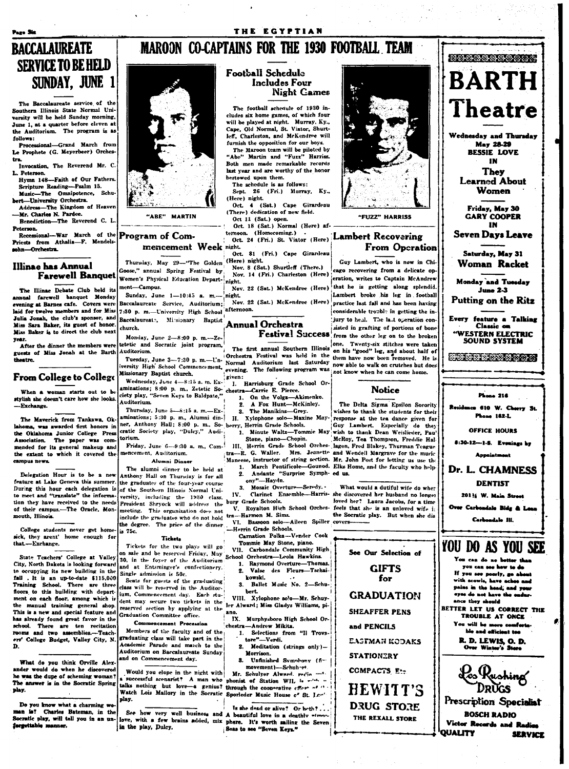# BACCALAUREATE SERVICE TO BE HELD SUNDAY, JUNE 1

The Baccalaureate service of the Southern Illinois State Normal University will be held Sunday morning, June 1, at a quarter before eleven at the Auditorium. The program is as follows:

Processional—Grand March from Le Prophete (G. Meyerbeer) Orchestra.

Invocation, The Reverend Mr. C. L. Peterson.

Hymn 148—Faith of Our Fathers.

Scripture Reading—Psalm 15.

Music—The Omnipotence, Schubert—University Orchestra.

Address—The Kingdom of Heaven—Mr. Charles N. Pardee.

Benediction—The Reverend C. L. Peterson.

Recessional—War March of the Priests from Athalia—F. Mendelssohn—Orchestra.

## Illinae has Annual Farewell Banquet

The Illinae Debate Club held its annual farewell banquet Monday evening at Barnes cafe. Covers were laid for twelve members and for Miss Julia Jonah, the club's sponsor, and Miss Sara Baker, its guest of honor. Miss Baker is to direct the club next year.

After the dinner the members were guests of Miss Jonah at the Barth theatre.

## From College to College

When a woman starts out to be stylish she doesn't care how she looks. —Exchange.

The Maverick from Tankawa, Oklahoma, was awarded first honors in the Oklahoma Junior College Press Association. The paper was commended for its general makeup and the extent to which it covered the campus news.

Delegation Hour is to be a new feature at Lake Geneva this summer. During this hour each delegation is to meet and "translate" the information they have received to the needs of their campus.—The Oracle, Monmouth, Illinois.

College students never get homesick, they arent' home enough for that.—Exchange.

State Teachers' College at Valley City, North Dakota is looking forward to occupying its new building in the fall. It is an up-to-date $115,000 Training School. There are three floors to this building with department on each floor, among which is the manual training general shop. This is a new and special feature and has already found great favor in the school. There are ten recitation rooms and two assemblies.—Teachers' College Budget, Valley City, N. D.

What do you think Orville Alexander would do when he discovered he was the dupe of scheming woman? The answer is in the Socratic Spring play.

Do you know what a charming woman is? Charles Bateman, in the Socratic play, will tell you in an unforgettable manner.

# MAROON CO-CAPTAINS FOR THE 1930 FOOTBALL TEAM

"ABE" MARTIN

"FUZZ" HARRISS

## Program of Commencement Week

Thursday, May 29—"The Golden Goose," annual Spring Festival by Women's Physical Education Department—Campus.

Sunday, June 1—10:45 a. m.—Baccalaureate Service, Auditorium; 7:30 p. m.—University High School Baccalaureate, Missionary Baptist church.

Monday, June 2—8:00 p. m.—Zetetic and Socratic joint program, Auditorium.

Tuesday, June 3—7:30 p. m.—University High School Commencement, Missionary Baptist church.

Wednesday, June 4—8:15 a. m. Examinations; 8:00 p. m., Zetetic Society play, "Seven Keys to Baldpate," Auditorium.

Thursday, June 5—8:15 a. m.—Examinations; 5:30 p. m., Alumni dinner, Anthony Hall; 8:00 p. m., Socratic Society play, "Dulcy," Auditorium.

Friday, June 6—9:30 a. m., Commencement, Auditorium.

**Alumni Dinner**

The alumni dinner to be held at Anthony Hall on Thursday is for all the graduates of the four-year course of the Southern Illinois Normal University, including the 1930 class. President Shryock will address the meeting. This organization does not include the graduates who do not hold the degree. The price of the dinner is 75c.

**Tickets**

Tickets for the two plays will go on sale and be reserved Friday, May 30, in the foyer of the Auditorium and at Entsminger's confectionery. Single admission is 50c.

Seats for guests of the graduating class will be reserved in the Auditorium, Commencement day. Each student may secure two tickets in the reserved section by applying at the Graduation Committee office.

**Commencement Procession**

Members of the faculty and of the graduating class will take part in the Academic Parade and march to the Auditorium on Baccalaureate Sunday and on Commencement day.

Would you elope in the night with a successful scenarist? A man who talks nothing but love—a genius? Watch Lois Mallory in the Socratic play.

See how very well business and love, with a few brains added, mix in the play, Dulcy.

## Football Schedule Includes Four Night Games

The football schedule of 1930 includes six home games, of which four will be played at night. Murray, Ky., Cape, Old Normal, St. Viator, Shurtleff, Charleston, and McKendree will furnish the opposition for our boys.

The Maroon team will be piloted by "Abe" Martin and "Fuzz" Harriss. Both men made remarkable records last year and are worthy of the honor bestowed upon them.

The schedule is as follows:

Sept. 26 (Fri.) Murray, Ky., (Here) night.

Oct. 4 (Sat.) Cape Girardeau (There) dedication of new field.

Oct 11 (Sat.) open.

Oct. 18 (Sat.) Normal (Here) afternoon. (Homecoming.)

Oct. 24 (Fri.) St. Viator (Here) night.

Oct. 31 (Fri.) Cape Girardeau (Here) night.

Nov. 8 (Sat.) Shurtleff (There.)

Nov. 14 (Fri.) Charleston (Here) night.

Nov. 22 (Sat.) McKendree (Here) night.

Nov. 22 (Sat.) McKendree (Here) afternoon.

## Annual Orchestra Festival Success

The first annual Southern Illinois Orchestra Festival was held in the Normal Auditorium last Saturday evening. The following program was given:

I. Harrisburg Grade School Orchestra—Carrie E. Pierce.
1. On the Volga—Akimenko.
2. A Fox Hunt—McKinley.
3. The Manikins—Grey.

II. Xylophone solo—Maxine Mayberry, Herrin Grade Schools.
1. Minute Waltz—Tommie May Stone, piano—Chopin.

III. Herrin Grade School Orchestra—R. G. Waller. Mrs. Jeanette Maneese, instructor of string section.
1. March Pontificole—Gounod.
2. Andante "Surprise Symphony"—Haydn.
3. Mosaic Overture—Seredy.

IV. Clarinet Ensemble—Harrisburg Grade Schools.

V. Royalton High School Orchestra—Harmon M. Sims.

VI. Bassoon solo—Aileen Spiller—Herrin Grade Schools.
Carnation Polka—Vender Cook
Tommie May Stone, piano.

VII. Carbondale Community High School Orchestra—Leola Hawkins.
1. Raymond Overture—Thomas.
2. Valse des Fleurs—Tschaikowski.
3. Ballet Music No. 2—Schubert.

VIII. Xylophone solo—Mr. Schuyler Alward; Miss Gladys Williams, piano.

IX. Murphysboro High School Orchestra—Andrew Mikita.
1. Selections from "Il Trovatore"—Verdi.
2. Meditation (strings only)—Morrison.
3. Unfinished Symphony (first movement)—Schubert.

Mr. Schulyer Alward, radio ... phonist of Station WIL, is ... through the cooperative effort of the Sporleder Music House of St. Louis.

Is she dead or alive? Or both? . . . A beautiful love in a deathly atmosphere. It's worth sailing the Seven Seas to see "Seven Keys."

## Lambert Recovering From Operation

Guy Lambert, who is now in Chicago recovering from a delicate operation, writes to Captain McAndrew that he is getting along splendid. Lambert broke his leg in football practice last fall and has been having considerable trouble in getting the injury to heal. The last operation consisted in grafting of portions of bone from the other leg on to the broken one. Twenty-six stitches were taken on his "good" leg, and about half of them have now been removed. He is now able to walk on crutches but does not know when he can come home.

## Notice

The Delta Sigma Epsilon Sorority wishes to thank the students for their response at the tea dance given for Guy Lambert. Especially do they wish to thank Dean Weisliester, Paul McRoy, Tea Thompson, Freddie Hallagen, Fred Blakey, Thurman Teague and Wendell Margrave for the music; Mr. John Post for letting us use the Elks Home, and the faculty who helped us.

What would a dutiful wife do when she discovered her husband no longer loved her? Laura Jacobs, for a time feels that she is an unloved wife in the Socratic play. But when she discovers——

See Our Selection of

**GIFTS for GRADUATION**

SHEAFFER PENS

and PENCILS

EASTMAN KODAKS

STATIONERY

COMPACTS Etc

**HEWITT'S DRUG STORE**

THE REXALL STORE

# BARTH Theatre

Wednesday and Thursday
May 28-29
BESSIE LOVE
IN
**They Learned About Women**

Friday, May 30
GARY COOPER
IN
**Seven Days Leave**

Saturday, May 31
**Woman Racket**

Monday and Tuesday
June 2-3
**Putting on the Ritz**

Every feature a Talking Classic on "WESTERN ELECTRIC SOUND SYSTEM"

Phone 216

Residence 610 W. Cherry St.
Phone 182-L

OFFICE HOURS

8:30-12—1-5. Evenings by Appointment

**Dr. L. CHAMNESS**

**DENTIST**

201½ W. Main Street

Over Carbondale Bldg & Loan

Carbondale Ill.

# YOU DO AS YOU SEE

You can do no better than you can see how to do. If you see poorly, go about with scowls, have aches and pains in the head, and your eyes do not have the endurance they should

BETTER LET US CORRECT THE TROUBLE AT ONCE

You will be more comfortable and efficient too

R. D. LEWIS, O. D.
Over Winter's Store

**Les Rushing Drugs**

Prescription Specialist

BOSCH RADIO

Victor Records and Radios

QUALITY SERVICE